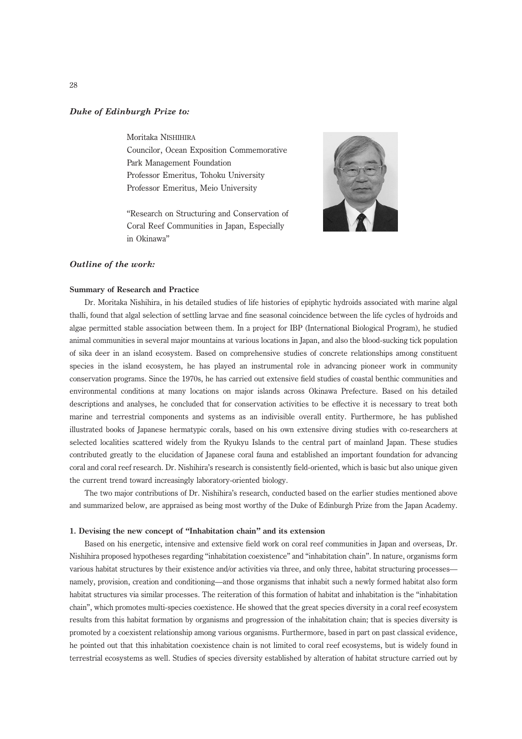***Duke of Edinburgh Prize to:***

Moritaka NISHIHIRA
Councilor, Ocean Exposition Commemorative Park Management Foundation
Professor Emeritus, Tohoku University
Professor Emeritus, Meio University

"Research on Structuring and Conservation of Coral Reef Communities in Japan, Especially in Okinawa"

***Outline of the work:***

**Summary of Research and Practice**

Dr. Moritaka Nishihira, in his detailed studies of life histories of epiphytic hydroids associated with marine algal thalli, found that algal selection of settling larvae and fine seasonal coincidence between the life cycles of hydroids and algae permitted stable association between them. In a project for IBP (International Biological Program), he studied animal communities in several major mountains at various locations in Japan, and also the blood-sucking tick population of sika deer in an island ecosystem. Based on comprehensive studies of concrete relationships among constituent species in the island ecosystem, he has played an instrumental role in advancing pioneer work in community conservation programs. Since the 1970s, he has carried out extensive field studies of coastal benthic communities and environmental conditions at many locations on major islands across Okinawa Prefecture. Based on his detailed descriptions and analyses, he concluded that for conservation activities to be effective it is necessary to treat both marine and terrestrial components and systems as an indivisible overall entity. Furthermore, he has published illustrated books of Japanese hermatypic corals, based on his own extensive diving studies with co-researchers at selected localities scattered widely from the Ryukyu Islands to the central part of mainland Japan. These studies contributed greatly to the elucidation of Japanese coral fauna and established an important foundation for advancing coral and coral reef research. Dr. Nishihira's research is consistently field-oriented, which is basic but also unique given the current trend toward increasingly laboratory-oriented biology.

The two major contributions of Dr. Nishihira's research, conducted based on the earlier studies mentioned above and summarized below, are appraised as being most worthy of the Duke of Edinburgh Prize from the Japan Academy.

**1. Devising the new concept of "Inhabitation chain" and its extension**

Based on his energetic, intensive and extensive field work on coral reef communities in Japan and overseas, Dr. Nishihira proposed hypotheses regarding "inhabitation coexistence" and "inhabitation chain". In nature, organisms form various habitat structures by their existence and/or activities via three, and only three, habitat structuring processes—namely, provision, creation and conditioning—and those organisms that inhabit such a newly formed habitat also form habitat structures via similar processes. The reiteration of this formation of habitat and inhabitation is the "inhabitation chain", which promotes multi-species coexistence. He showed that the great species diversity in a coral reef ecosystem results from this habitat formation by organisms and progression of the inhabitation chain; that is species diversity is promoted by a coexistent relationship among various organisms. Furthermore, based in part on past classical evidence, he pointed out that this inhabitation coexistence chain is not limited to coral reef ecosystems, but is widely found in terrestrial ecosystems as well. Studies of species diversity established by alteration of habitat structure carried out by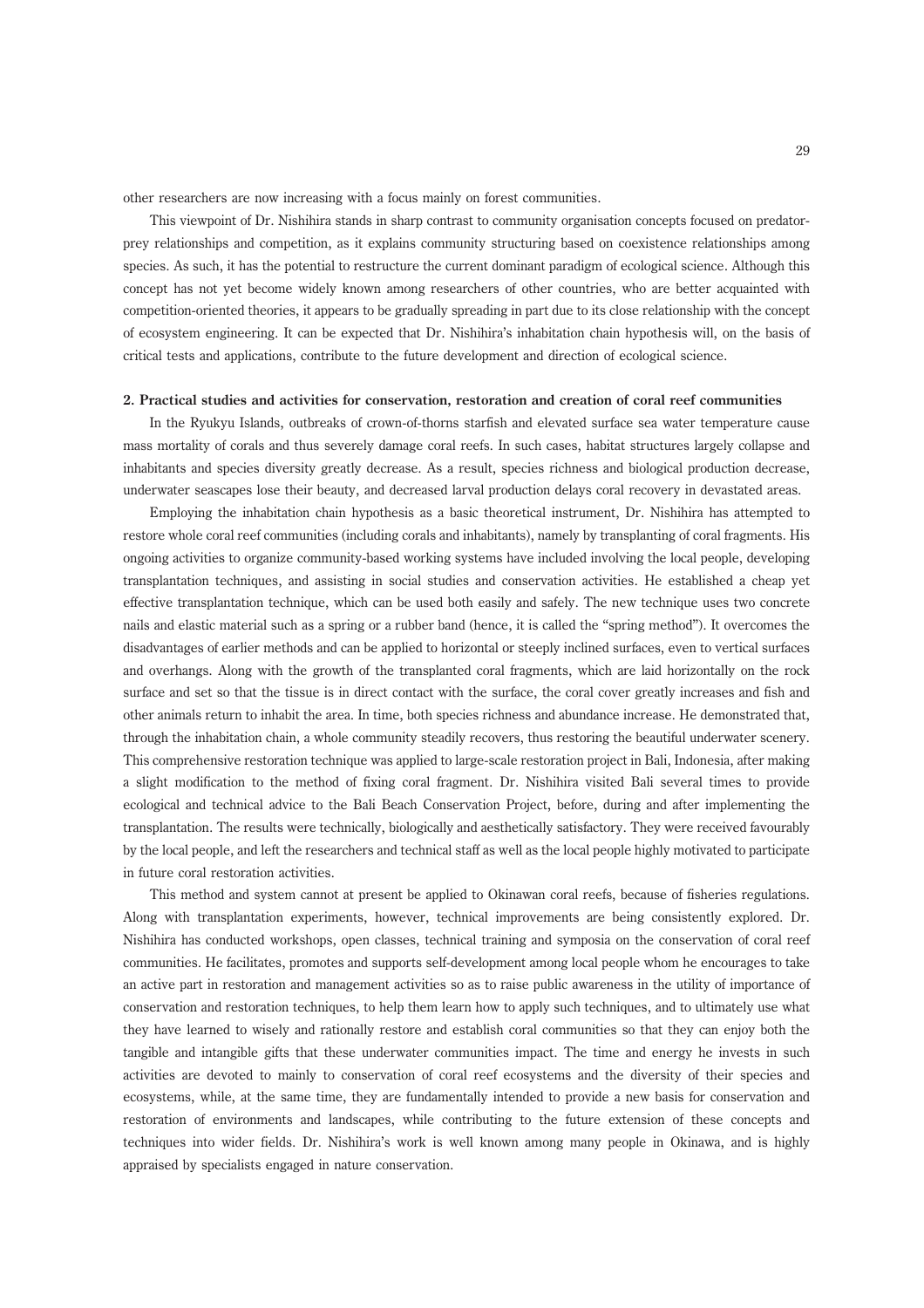other researchers are now increasing with a focus mainly on forest communities.

This viewpoint of Dr. Nishihira stands in sharp contrast to community organisation concepts focused on predator-prey relationships and competition, as it explains community structuring based on coexistence relationships among species. As such, it has the potential to restructure the current dominant paradigm of ecological science. Although this concept has not yet become widely known among researchers of other countries, who are better acquainted with competition-oriented theories, it appears to be gradually spreading in part due to its close relationship with the concept of ecosystem engineering. It can be expected that Dr. Nishihira's inhabitation chain hypothesis will, on the basis of critical tests and applications, contribute to the future development and direction of ecological science.

**2. Practical studies and activities for conservation, restoration and creation of coral reef communities**

In the Ryukyu Islands, outbreaks of crown-of-thorns starfish and elevated surface sea water temperature cause mass mortality of corals and thus severely damage coral reefs. In such cases, habitat structures largely collapse and inhabitants and species diversity greatly decrease. As a result, species richness and biological production decrease, underwater seascapes lose their beauty, and decreased larval production delays coral recovery in devastated areas.

Employing the inhabitation chain hypothesis as a basic theoretical instrument, Dr. Nishihira has attempted to restore whole coral reef communities (including corals and inhabitants), namely by transplanting of coral fragments. His ongoing activities to organize community-based working systems have included involving the local people, developing transplantation techniques, and assisting in social studies and conservation activities. He established a cheap yet effective transplantation technique, which can be used both easily and safely. The new technique uses two concrete nails and elastic material such as a spring or a rubber band (hence, it is called the "spring method"). It overcomes the disadvantages of earlier methods and can be applied to horizontal or steeply inclined surfaces, even to vertical surfaces and overhangs. Along with the growth of the transplanted coral fragments, which are laid horizontally on the rock surface and set so that the tissue is in direct contact with the surface, the coral cover greatly increases and fish and other animals return to inhabit the area. In time, both species richness and abundance increase. He demonstrated that, through the inhabitation chain, a whole community steadily recovers, thus restoring the beautiful underwater scenery. This comprehensive restoration technique was applied to large-scale restoration project in Bali, Indonesia, after making a slight modification to the method of fixing coral fragment. Dr. Nishihira visited Bali several times to provide ecological and technical advice to the Bali Beach Conservation Project, before, during and after implementing the transplantation. The results were technically, biologically and aesthetically satisfactory. They were received favourably by the local people, and left the researchers and technical staff as well as the local people highly motivated to participate in future coral restoration activities.

This method and system cannot at present be applied to Okinawan coral reefs, because of fisheries regulations. Along with transplantation experiments, however, technical improvements are being consistently explored. Dr. Nishihira has conducted workshops, open classes, technical training and symposia on the conservation of coral reef communities. He facilitates, promotes and supports self-development among local people whom he encourages to take an active part in restoration and management activities so as to raise public awareness in the utility of importance of conservation and restoration techniques, to help them learn how to apply such techniques, and to ultimately use what they have learned to wisely and rationally restore and establish coral communities so that they can enjoy both the tangible and intangible gifts that these underwater communities impact. The time and energy he invests in such activities are devoted to mainly to conservation of coral reef ecosystems and the diversity of their species and ecosystems, while, at the same time, they are fundamentally intended to provide a new basis for conservation and restoration of environments and landscapes, while contributing to the future extension of these concepts and techniques into wider fields. Dr. Nishihira's work is well known among many people in Okinawa, and is highly appraised by specialists engaged in nature conservation.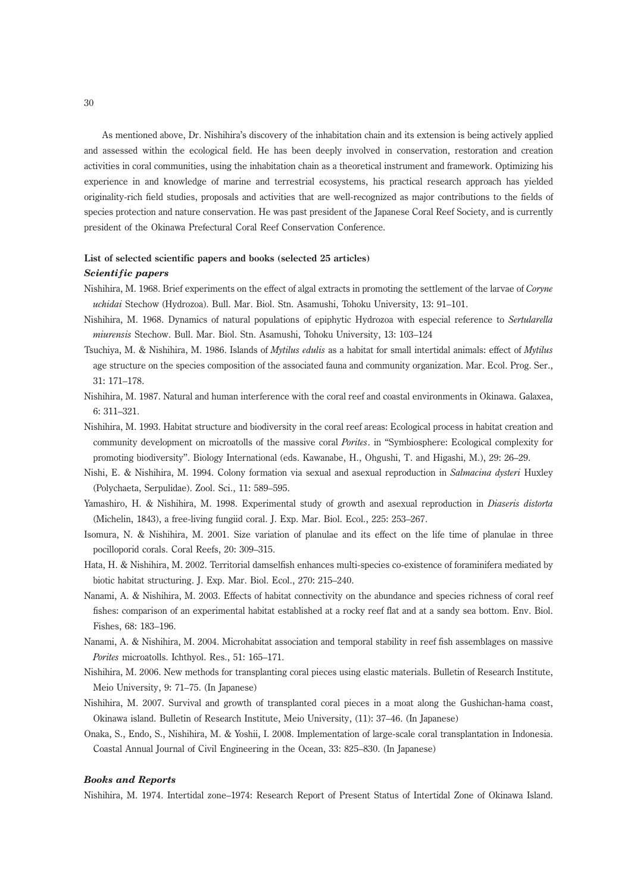As mentioned above, Dr. Nishihira's discovery of the inhabitation chain and its extension is being actively applied and assessed within the ecological field. He has been deeply involved in conservation, restoration and creation activities in coral communities, using the inhabitation chain as a theoretical instrument and framework. Optimizing his experience in and knowledge of marine and terrestrial ecosystems, his practical research approach has yielded originality-rich field studies, proposals and activities that are well-recognized as major contributions to the fields of species protection and nature conservation. He was past president of the Japanese Coral Reef Society, and is currently president of the Okinawa Prefectural Coral Reef Conservation Conference.

**List of selected scientific papers and books (selected 25 articles)**

***Scientific papers***

Nishihira, M. 1968. Brief experiments on the effect of algal extracts in promoting the settlement of the larvae of *Coryne uchidai* Stechow (Hydrozoa). Bull. Mar. Biol. Stn. Asamushi, Tohoku University, 13: 91–101.

Nishihira, M. 1968. Dynamics of natural populations of epiphytic Hydrozoa with especial reference to *Sertularella miurensis* Stechow. Bull. Mar. Biol. Stn. Asamushi, Tohoku University, 13: 103–124

Tsuchiya, M. & Nishihira, M. 1986. Islands of *Mytilus edulis* as a habitat for small intertidal animals: effect of *Mytilus* age structure on the species composition of the associated fauna and community organization. Mar. Ecol. Prog. Ser., 31: 171–178.

Nishihira, M. 1987. Natural and human interference with the coral reef and coastal environments in Okinawa. Galaxea, 6: 311–321.

Nishihira, M. 1993. Habitat structure and biodiversity in the coral reef areas: Ecological process in habitat creation and community development on microatolls of the massive coral *Porites*. in "Symbiosphere: Ecological complexity for promoting biodiversity". Biology International (eds. Kawanabe, H., Ohgushi, T. and Higashi, M.), 29: 26–29.

Nishi, E. & Nishihira, M. 1994. Colony formation via sexual and asexual reproduction in *Salmacina dysteri* Huxley (Polychaeta, Serpulidae). Zool. Sci., 11: 589–595.

Yamashiro, H. & Nishihira, M. 1998. Experimental study of growth and asexual reproduction in *Diaseris distorta* (Michelin, 1843), a free-living fungiid coral. J. Exp. Mar. Biol. Ecol., 225: 253–267.

Isomura, N. & Nishihira, M. 2001. Size variation of planulae and its effect on the life time of planulae in three pocilloporid corals. Coral Reefs, 20: 309–315.

Hata, H. & Nishihira, M. 2002. Territorial damselfish enhances multi-species co-existence of foraminifera mediated by biotic habitat structuring. J. Exp. Mar. Biol. Ecol., 270: 215–240.

Nanami, A. & Nishihira, M. 2003. Effects of habitat connectivity on the abundance and species richness of coral reef fishes: comparison of an experimental habitat established at a rocky reef flat and at a sandy sea bottom. Env. Biol. Fishes, 68: 183–196.

Nanami, A. & Nishihira, M. 2004. Microhabitat association and temporal stability in reef fish assemblages on massive *Porites* microatolls. Ichthyol. Res., 51: 165–171.

Nishihira, M. 2006. New methods for transplanting coral pieces using elastic materials. Bulletin of Research Institute, Meio University, 9: 71–75. (In Japanese)

Nishihira, M. 2007. Survival and growth of transplanted coral pieces in a moat along the Gushichan-hama coast, Okinawa island. Bulletin of Research Institute, Meio University, (11): 37–46. (In Japanese)

Onaka, S., Endo, S., Nishihira, M. & Yoshii, I. 2008. Implementation of large-scale coral transplantation in Indonesia. Coastal Annual Journal of Civil Engineering in the Ocean, 33: 825–830. (In Japanese)

***Books and Reports***

Nishihira, M. 1974. Intertidal zone–1974: Research Report of Present Status of Intertidal Zone of Okinawa Island.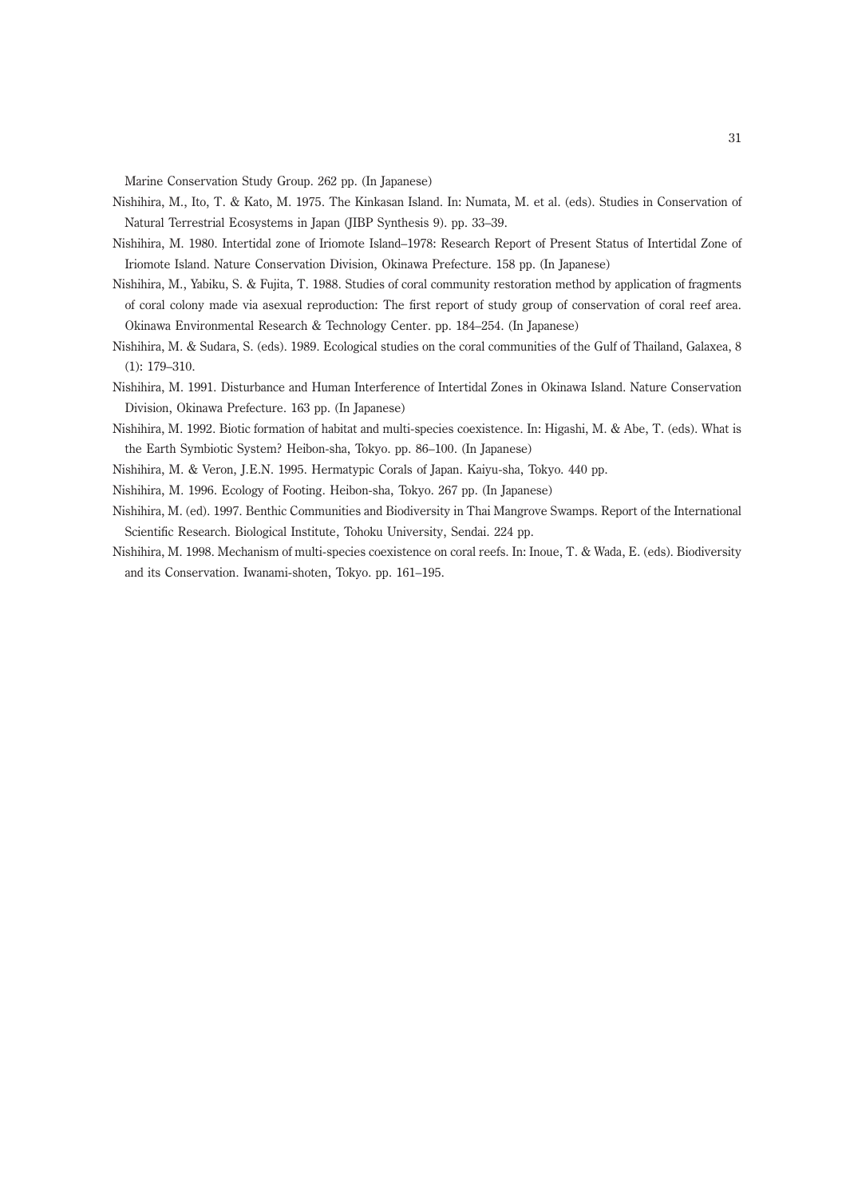Marine Conservation Study Group. 262 pp. (In Japanese)

Nishihira, M., Ito, T. & Kato, M. 1975. The Kinkasan Island. In: Numata, M. et al. (eds). Studies in Conservation of Natural Terrestrial Ecosystems in Japan (JIBP Synthesis 9). pp. 33–39.

Nishihira, M. 1980. Intertidal zone of Iriomote Island–1978: Research Report of Present Status of Intertidal Zone of Iriomote Island. Nature Conservation Division, Okinawa Prefecture. 158 pp. (In Japanese)

Nishihira, M., Yabiku, S. & Fujita, T. 1988. Studies of coral community restoration method by application of fragments of coral colony made via asexual reproduction: The first report of study group of conservation of coral reef area. Okinawa Environmental Research & Technology Center. pp. 184–254. (In Japanese)

Nishihira, M. & Sudara, S. (eds). 1989. Ecological studies on the coral communities of the Gulf of Thailand, Galaxea, 8 (1): 179–310.

Nishihira, M. 1991. Disturbance and Human Interference of Intertidal Zones in Okinawa Island. Nature Conservation Division, Okinawa Prefecture. 163 pp. (In Japanese)

Nishihira, M. 1992. Biotic formation of habitat and multi-species coexistence. In: Higashi, M. & Abe, T. (eds). What is the Earth Symbiotic System? Heibon-sha, Tokyo. pp. 86–100. (In Japanese)

Nishihira, M. & Veron, J.E.N. 1995. Hermatypic Corals of Japan. Kaiyu-sha, Tokyo. 440 pp.

Nishihira, M. 1996. Ecology of Footing. Heibon-sha, Tokyo. 267 pp. (In Japanese)

Nishihira, M. (ed). 1997. Benthic Communities and Biodiversity in Thai Mangrove Swamps. Report of the International Scientific Research. Biological Institute, Tohoku University, Sendai. 224 pp.

Nishihira, M. 1998. Mechanism of multi-species coexistence on coral reefs. In: Inoue, T. & Wada, E. (eds). Biodiversity and its Conservation. Iwanami-shoten, Tokyo. pp. 161–195.